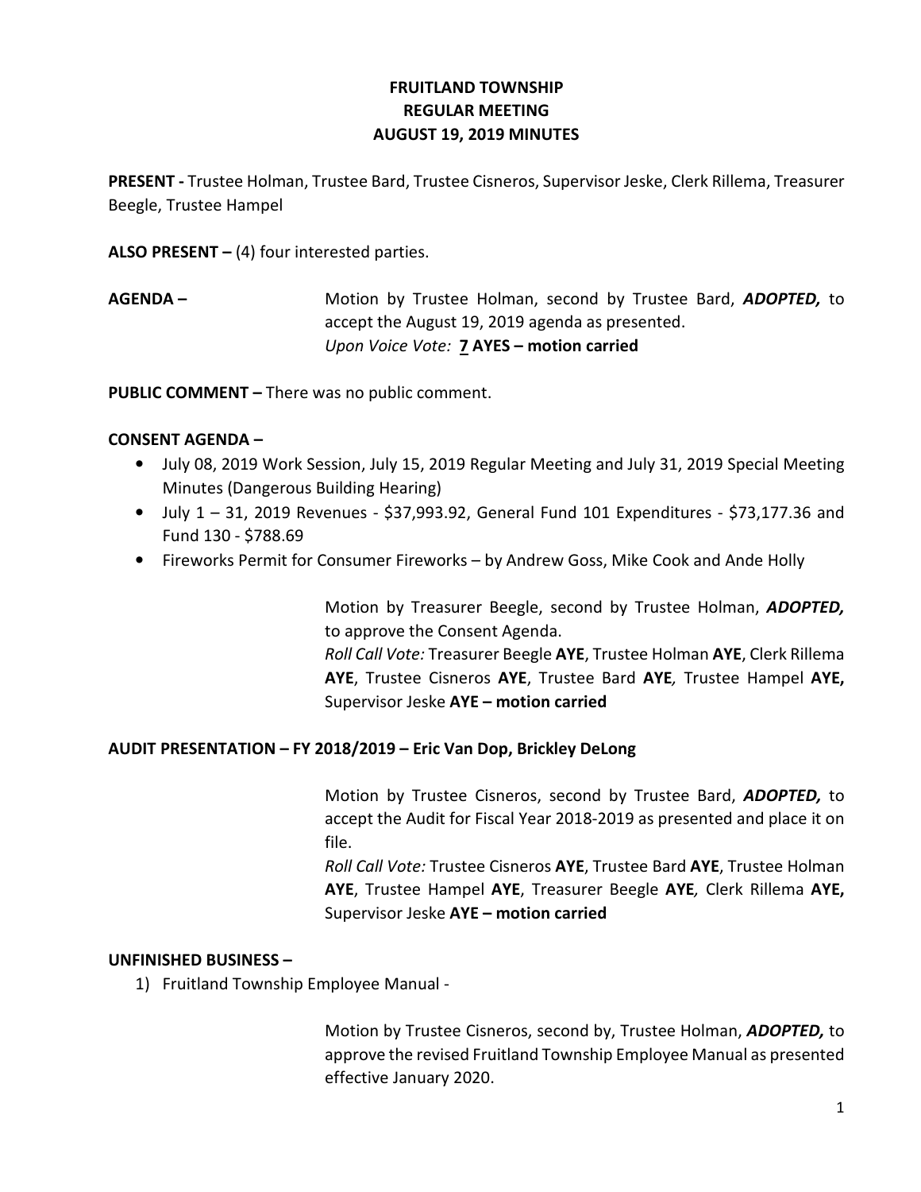# FRUITLAND TOWNSHIP
## REGULAR MEETING
## AUGUST 19, 2019 MINUTES

**PRESENT -** Trustee Holman, Trustee Bard, Trustee Cisneros, Supervisor Jeske, Clerk Rillema, Treasurer Beegle, Trustee Hampel

**ALSO PRESENT –** (4) four interested parties.

**AGENDA –** Motion by Trustee Holman, second by Trustee Bard, ***ADOPTED,*** to accept the August 19, 2019 agenda as presented.
*Upon Voice Vote:* **7 AYES – motion carried**

**PUBLIC COMMENT –** There was no public comment.

**CONSENT AGENDA –**

- July 08, 2019 Work Session, July 15, 2019 Regular Meeting and July 31, 2019 Special Meeting Minutes (Dangerous Building Hearing)
- July 1 – 31, 2019 Revenues - $37,993.92, General Fund 101 Expenditures - $73,177.36 and Fund 130 - $788.69
- Fireworks Permit for Consumer Fireworks – by Andrew Goss, Mike Cook and Ande Holly

Motion by Treasurer Beegle, second by Trustee Holman, ***ADOPTED,*** to approve the Consent Agenda.
*Roll Call Vote:* Treasurer Beegle **AYE**, Trustee Holman **AYE**, Clerk Rillema **AYE**, Trustee Cisneros **AYE**, Trustee Bard **AYE***,* Trustee Hampel **AYE,** Supervisor Jeske **AYE – motion carried**

**AUDIT PRESENTATION – FY 2018/2019 – Eric Van Dop, Brickley DeLong**

Motion by Trustee Cisneros, second by Trustee Bard, ***ADOPTED,*** to accept the Audit for Fiscal Year 2018-2019 as presented and place it on file.
*Roll Call Vote:* Trustee Cisneros **AYE**, Trustee Bard **AYE**, Trustee Holman **AYE**, Trustee Hampel **AYE**, Treasurer Beegle **AYE***,* Clerk Rillema **AYE,** Supervisor Jeske **AYE – motion carried**

**UNFINISHED BUSINESS –**

1) Fruitland Township Employee Manual -

Motion by Trustee Cisneros, second by, Trustee Holman, ***ADOPTED,*** to approve the revised Fruitland Township Employee Manual as presented effective January 2020.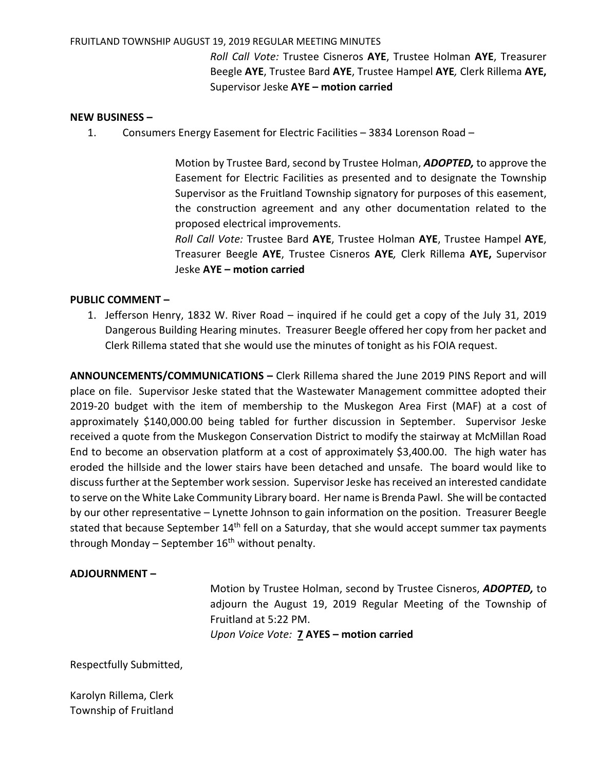*Roll Call Vote:* Trustee Cisneros **AYE**, Trustee Holman **AYE**, Treasurer Beegle **AYE**, Trustee Bard **AYE**, Trustee Hampel **AYE***,* Clerk Rillema **AYE,** Supervisor Jeske **AYE – motion carried**

**NEW BUSINESS –**

1. Consumers Energy Easement for Electric Facilities – 3834 Lorenson Road –

Motion by Trustee Bard, second by Trustee Holman, ***ADOPTED,*** to approve the Easement for Electric Facilities as presented and to designate the Township Supervisor as the Fruitland Township signatory for purposes of this easement, the construction agreement and any other documentation related to the proposed electrical improvements.
*Roll Call Vote:* Trustee Bard **AYE**, Trustee Holman **AYE**, Trustee Hampel **AYE**, Treasurer Beegle **AYE**, Trustee Cisneros **AYE***,* Clerk Rillema **AYE,** Supervisor Jeske **AYE – motion carried**

**PUBLIC COMMENT –**

1. Jefferson Henry, 1832 W. River Road – inquired if he could get a copy of the July 31, 2019 Dangerous Building Hearing minutes. Treasurer Beegle offered her copy from her packet and Clerk Rillema stated that she would use the minutes of tonight as his FOIA request.

**ANNOUNCEMENTS/COMMUNICATIONS –** Clerk Rillema shared the June 2019 PINS Report and will place on file. Supervisor Jeske stated that the Wastewater Management committee adopted their 2019-20 budget with the item of membership to the Muskegon Area First (MAF) at a cost of approximately $140,000.00 being tabled for further discussion in September. Supervisor Jeske received a quote from the Muskegon Conservation District to modify the stairway at McMillan Road End to become an observation platform at a cost of approximately $3,400.00. The high water has eroded the hillside and the lower stairs have been detached and unsafe. The board would like to discuss further at the September work session. Supervisor Jeske has received an interested candidate to serve on the White Lake Community Library board. Her name is Brenda Pawl. She will be contacted by our other representative – Lynette Johnson to gain information on the position. Treasurer Beegle stated that because September 14th fell on a Saturday, that she would accept summer tax payments through Monday – September 16th without penalty.

**ADJOURNMENT –**

Motion by Trustee Holman, second by Trustee Cisneros, ***ADOPTED,*** to adjourn the August 19, 2019 Regular Meeting of the Township of Fruitland at 5:22 PM.
*Upon Voice Vote:* **7 AYES – motion carried**

Respectfully Submitted,

Karolyn Rillema, Clerk
Township of Fruitland